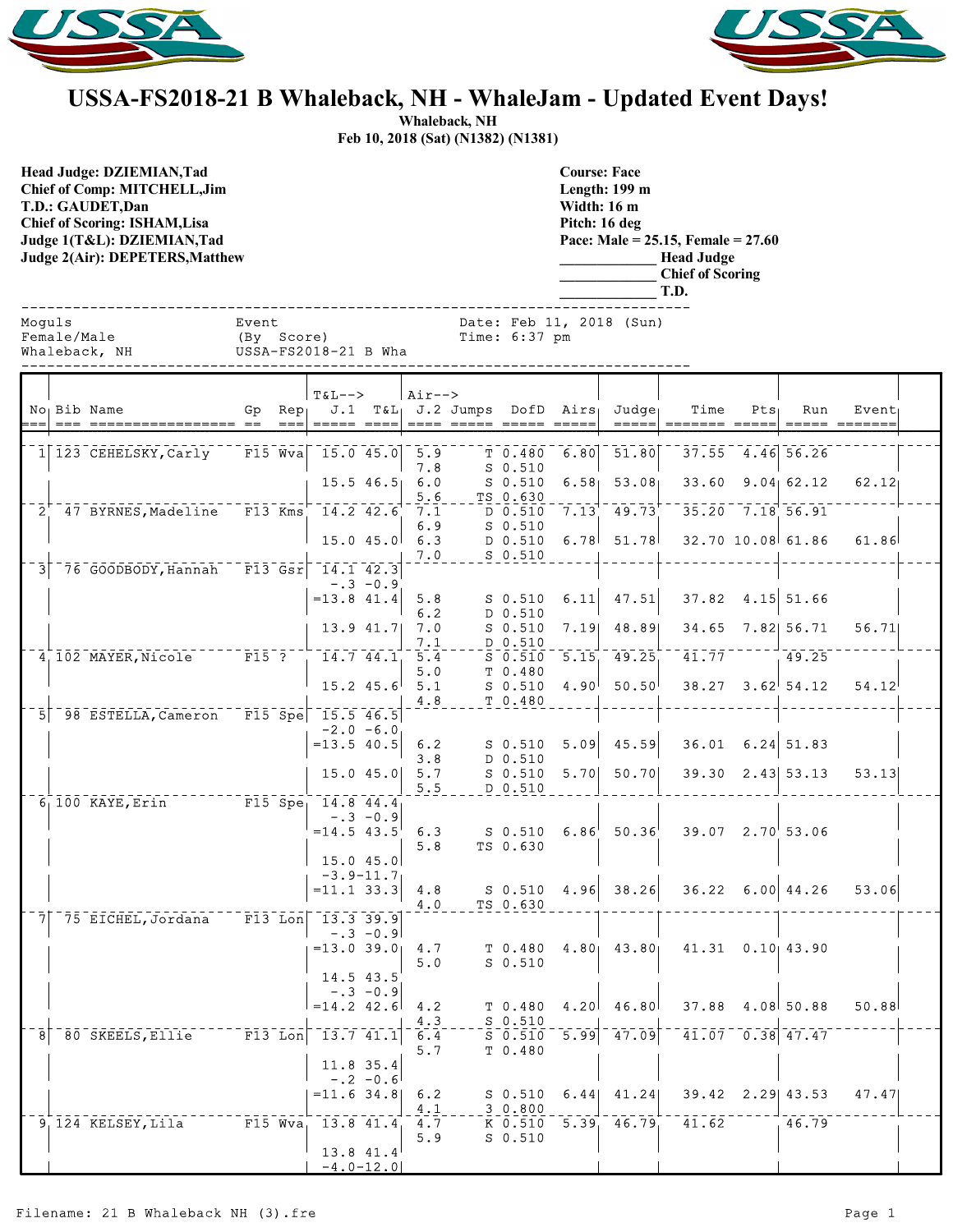# USSA-FS2018-21 B Whaleback, NH - WhaleJam - Updated Event Days!

**Whaleback, NH**
**Feb 10, 2018 (Sat) (N1382) (N1381)**

**Head Judge: DZIEMIAN,Tad**
**Chief of Comp: MITCHELL,Jim**
**T.D.: GAUDET,Dan**
**Chief of Scoring: ISHAM,Lisa**
**Judge 1(T&L): DZIEMIAN,Tad**
**Judge 2(Air): DEPETERS,Matthew**

**Course: Face**
**Length: 199 m**
**Width: 16 m**
**Pitch: 16 deg**
**Pace: Male = 25.15, Female = 27.60**
**_____________ Head Judge**
**_____________ Chief of Scoring**
**_____________ T.D.**

```
Moguls                  Event                   Date: Feb 11, 2018 (Sun)
Female/Male             (By  Score)             Time: 6:37 pm
Whaleback, NH           USSA-FS2018-21 B Wha
```

| No | Bib | Name | Gp | Rep | T&L--> J.1 | T&L | Air--> J.2 Jumps | DofD | Airs | Judge | Time | Pts | Run | Event |
|---|---|---|---|---|---|---|---|---|---|---|---|---|---|---|
| 1 | 123 | CEHELSKY,Carly | F15 | Wva | 15.0 | 45.0 | 5.9 | T 0.480 | 6.80 | 51.80 | 37.55 | 4.46 | 56.26 | |
| | | | | | | | 7.8 | S 0.510 | | | | | | |
| | | | | | 15.5 | 46.5 | 6.0 | S 0.510 | 6.58 | 53.08 | 33.60 | 9.04 | 62.12 | 62.12 |
| | | | | | | | 5.6 | TS 0.630 | | | | | | |
| 2 | 47 | BYRNES,Madeline | F13 | Kms | 14.2 | 42.6 | 7.1 | D 0.510 | 7.13 | 49.73 | 35.20 | 7.18 | 56.91 | |
| | | | | | | | 6.9 | S 0.510 | | | | | | |
| | | | | | 15.0 | 45.0 | 6.3 | D 0.510 | 6.78 | 51.78 | 32.70 | 10.08 | 61.86 | 61.86 |
| | | | | | | | 7.0 | S 0.510 | | | | | | |
| 3 | 76 | GOODBODY,Hannah | F13 | Gsr | 14.1 | 42.3 | | | | | | | | |
| | | | | | -.3 | -0.9 | | | | | | | | |
| | | | | | =13.8 | 41.4 | 5.8 | S 0.510 | 6.11 | 47.51 | 37.82 | 4.15 | 51.66 | |
| | | | | | | | 6.2 | D 0.510 | | | | | | |
| | | | | | 13.9 | 41.7 | 7.0 | S 0.510 | 7.19 | 48.89 | 34.65 | 7.82 | 56.71 | 56.71 |
| | | | | | | | 7.1 | D 0.510 | | | | | | |
| 4 | 102 | MAYER,Nicole | F15 | ? | 14.7 | 44.1 | 5.4 | S 0.510 | 5.15 | 49.25 | 41.77 | | 49.25 | |
| | | | | | | | 5.0 | T 0.480 | | | | | | |
| | | | | | 15.2 | 45.6 | 5.1 | S 0.510 | 4.90 | 50.50 | 38.27 | 3.62 | 54.12 | 54.12 |
| | | | | | | | 4.8 | T 0.480 | | | | | | |
| 5 | 98 | ESTELLA,Cameron | F15 | Spe | 15.5 | 46.5 | | | | | | | | |
| | | | | | -2.0 | -6.0 | | | | | | | | |
| | | | | | =13.5 | 40.5 | 6.2 | S 0.510 | 5.09 | 45.59 | 36.01 | 6.24 | 51.83 | |
| | | | | | | | 3.8 | D 0.510 | | | | | | |
| | | | | | 15.0 | 45.0 | 5.7 | S 0.510 | 5.70 | 50.70 | 39.30 | 2.43 | 53.13 | 53.13 |
| | | | | | | | 5.5 | D 0.510 | | | | | | |
| 6 | 100 | KAYE,Erin | F15 | Spe | 14.8 | 44.4 | | | | | | | | |
| | | | | | -.3 | -0.9 | | | | | | | | |
| | | | | | =14.5 | 43.5 | 6.3 | S 0.510 | 6.86 | 50.36 | 39.07 | 2.70 | 53.06 | |
| | | | | | | | 5.8 | TS 0.630 | | | | | | |
| | | | | | 15.0 | 45.0 | | | | | | | | |
| | | | | | -3.9 | -11.7 | | | | | | | | |
| | | | | | =11.1 | 33.3 | 4.8 | S 0.510 | 4.96 | 38.26 | 36.22 | 6.00 | 44.26 | 53.06 |
| | | | | | | | 4.0 | TS 0.630 | | | | | | |
| 7 | 75 | EICHEL,Jordana | F13 | Lon | 13.3 | 39.9 | | | | | | | | |
| | | | | | -.3 | -0.9 | | | | | | | | |
| | | | | | =13.0 | 39.0 | 4.7 | T 0.480 | 4.80 | 43.80 | 41.31 | 0.10 | 43.90 | |
| | | | | | | | 5.0 | S 0.510 | | | | | | |
| | | | | | 14.5 | 43.5 | | | | | | | | |
| | | | | | -.3 | -0.9 | | | | | | | | |
| | | | | | =14.2 | 42.6 | 4.2 | T 0.480 | 4.20 | 46.80 | 37.88 | 4.08 | 50.88 | 50.88 |
| | | | | | | | 4.3 | S 0.510 | | | | | | |
| 8 | 80 | SKEELS,Ellie | F13 | Lon | 13.7 | 41.1 | 6.4 | S 0.510 | 5.99 | 47.09 | 41.07 | 0.38 | 47.47 | |
| | | | | | | | 5.7 | T 0.480 | | | | | | |
| | | | | | 11.8 | 35.4 | | | | | | | | |
| | | | | | -.2 | -0.6 | | | | | | | | |
| | | | | | =11.6 | 34.8 | 6.2 | S 0.510 | 6.44 | 41.24 | 39.42 | 2.29 | 43.53 | 47.47 |
| | | | | | | | 4.1 | 3 0.800 | | | | | | |
| 9 | 124 | KELSEY,Lila | F15 | Wva | 13.8 | 41.4 | 4.7 | K 0.510 | 5.39 | 46.79 | 41.62 | | 46.79 | |
| | | | | | | | 5.9 | S 0.510 | | | | | | |
| | | | | | 13.8 | 41.4 | | | | | | | | |
| | | | | | -4.0 | -12.0 | | | | | | | | |

Filename: 21 B Whaleback NH (3).fre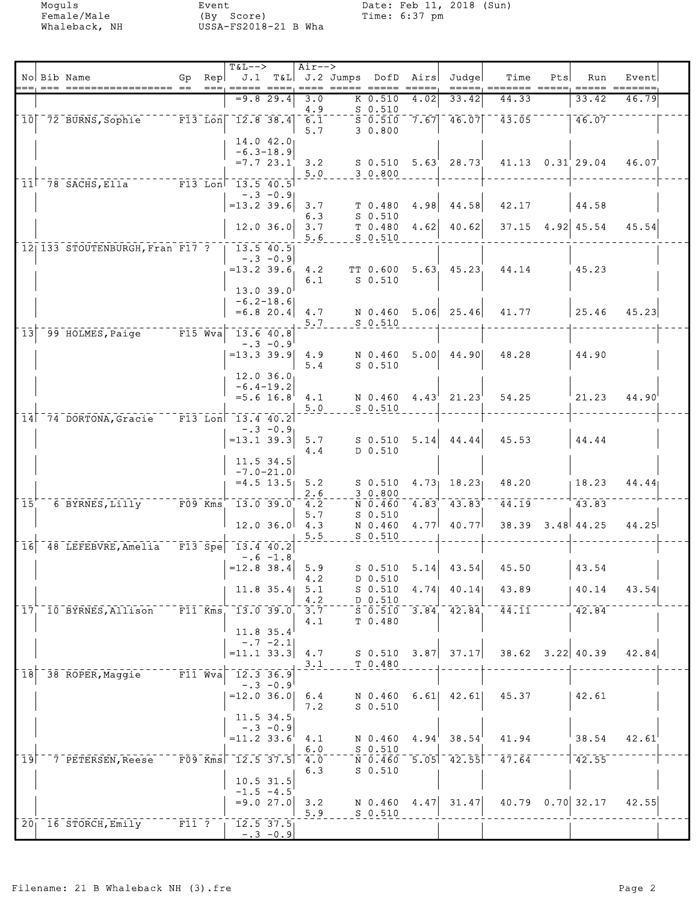Moguls
Female/Male
Whaleback, NH

Event
(By Score)
USSA-FS2018-21 B Wha

Date: Feb 11, 2018 (Sun)
Time: 6:37 pm

| No | Bib | Name | Gp | Rep | J.1 | T&L | J.2 | Jumps | DofD | Airs | Judge | Time | Pts | Run | Event |
|---|---|---|---|---|---|---|---|---|---|---|---|---|---|---|---|
| | | | | | =9.8 | 29.4 | 3.0 | K | 0.510 | 4.02 | 33.42 | 44.33 | | 33.42 | 46.79 |
| | | | | | | | 4.9 | S | 0.510 | | | | | | |
| 10 | 72 | BURNS,Sophie | F13 | Lon | 12.8 | 38.4 | 6.1 | S | 0.510 | 7.67 | 46.07 | 43.05 | | 46.07 | |
| | | | | | | | 5.7 | 3 | 0.800 | | | | | | |
| | | | | | 14.0 | 42.0 | | | | | | | | | |
| | | | | | -6.3 | -18.9 | | | | | | | | | |
| | | | | | =7.7 | 23.1 | 3.2 | S | 0.510 | 5.63 | 28.73 | 41.13 | 0.31 | 29.04 | 46.07 |
| | | | | | | | 5.0 | 3 | 0.800 | | | | | | |
| 11 | 78 | SACHS,Ella | F13 | Lon | 13.5 | 40.5 | | | | | | | | | |
| | | | | | -.3 | -0.9 | | | | | | | | | |
| | | | | | =13.2 | 39.6 | 3.7 | T | 0.480 | 4.98 | 44.58 | 42.17 | | 44.58 | |
| | | | | | | | 6.3 | S | 0.510 | | | | | | |
| | | | | | 12.0 | 36.0 | 3.7 | T | 0.480 | 4.62 | 40.62 | 37.15 | 4.92 | 45.54 | 45.54 |
| | | | | | | | 5.6 | S | 0.510 | | | | | | |
| 12 | 133 | STOUTENBURGH,Fran | F17 | ? | 13.5 | 40.5 | | | | | | | | | |
| | | | | | -.3 | -0.9 | | | | | | | | | |
| | | | | | =13.2 | 39.6 | 4.2 | TT | 0.600 | 5.63 | 45.23 | 44.14 | | 45.23 | |
| | | | | | | | 6.1 | S | 0.510 | | | | | | |
| | | | | | 13.0 | 39.0 | | | | | | | | | |
| | | | | | -6.2 | -18.6 | | | | | | | | | |
| | | | | | =6.8 | 20.4 | 4.7 | N | 0.460 | 5.06 | 25.46 | 41.77 | | 25.46 | 45.23 |
| | | | | | | | 5.7 | S | 0.510 | | | | | | |
| 13 | 99 | HOLMES,Paige | F15 | Wva | 13.6 | 40.8 | | | | | | | | | |
| | | | | | -.3 | -0.9 | | | | | | | | | |
| | | | | | =13.3 | 39.9 | 4.9 | N | 0.460 | 5.00 | 44.90 | 48.28 | | 44.90 | |
| | | | | | | | 5.4 | S | 0.510 | | | | | | |
| | | | | | 12.0 | 36.0 | | | | | | | | | |
| | | | | | -6.4 | -19.2 | | | | | | | | | |
| | | | | | =5.6 | 16.8 | 4.1 | N | 0.460 | 4.43 | 21.23 | 54.25 | | 21.23 | 44.90 |
| | | | | | | | 5.0 | S | 0.510 | | | | | | |
| 14 | 74 | DORTONA,Gracie | F13 | Lon | 13.4 | 40.2 | | | | | | | | | |
| | | | | | -.3 | -0.9 | | | | | | | | | |
| | | | | | =13.1 | 39.3 | 5.7 | S | 0.510 | 5.14 | 44.44 | 45.53 | | 44.44 | |
| | | | | | | | 4.4 | D | 0.510 | | | | | | |
| | | | | | 11.5 | 34.5 | | | | | | | | | |
| | | | | | -7.0 | -21.0 | | | | | | | | | |
| | | | | | =4.5 | 13.5 | 5.2 | S | 0.510 | 4.73 | 18.23 | 48.20 | | 18.23 | 44.44 |
| | | | | | | | 2.6 | 3 | 0.800 | | | | | | |
| 15 | 6 | BYRNES,Lilly | F09 | Kms | 13.0 | 39.0 | 4.2 | N | 0.460 | 4.83 | 43.83 | 44.19 | | 43.83 | |
| | | | | | | | 5.7 | S | 0.510 | | | | | | |
| | | | | | 12.0 | 36.0 | 4.3 | N | 0.460 | 4.77 | 40.77 | 38.39 | 3.48 | 44.25 | 44.25 |
| | | | | | | | 5.5 | S | 0.510 | | | | | | |
| 16 | 48 | LEFEBVRE,Amelia | F13 | Spe | 13.4 | 40.2 | | | | | | | | | |
| | | | | | -.6 | -1.8 | | | | | | | | | |
| | | | | | =12.8 | 38.4 | 5.9 | S | 0.510 | 5.14 | 43.54 | 45.50 | | 43.54 | |
| | | | | | | | 4.2 | D | 0.510 | | | | | | |
| | | | | | 11.8 | 35.4 | 5.1 | S | 0.510 | 4.74 | 40.14 | 43.89 | | 40.14 | 43.54 |
| | | | | | | | 4.2 | D | 0.510 | | | | | | |
| 17 | 10 | BYRNES,Allison | F11 | Kms | 13.0 | 39.0 | 3.7 | S | 0.510 | 3.84 | 42.84 | 44.11 | | 42.84 | |
| | | | | | | | 4.1 | T | 0.480 | | | | | | |
| | | | | | 11.8 | 35.4 | | | | | | | | | |
| | | | | | -.7 | -2.1 | | | | | | | | | |
| | | | | | =11.1 | 33.3 | 4.7 | S | 0.510 | 3.87 | 37.17 | 38.62 | 3.22 | 40.39 | 42.84 |
| | | | | | | | 3.1 | T | 0.480 | | | | | | |
| 18 | 38 | ROPER,Maggie | F11 | Wva | 12.3 | 36.9 | | | | | | | | | |
| | | | | | -.3 | -0.9 | | | | | | | | | |
| | | | | | =12.0 | 36.0 | 6.4 | N | 0.460 | 6.61 | 42.61 | 45.37 | | 42.61 | |
| | | | | | | | 7.2 | S | 0.510 | | | | | | |
| | | | | | 11.5 | 34.5 | | | | | | | | | |
| | | | | | -.3 | -0.9 | | | | | | | | | |
| | | | | | =11.2 | 33.6 | 4.1 | N | 0.460 | 4.94 | 38.54 | 41.94 | | 38.54 | 42.61 |
| | | | | | | | 6.0 | S | 0.510 | | | | | | |
| 19 | 7 | PETERSEN,Reese | F09 | Kms | 12.5 | 37.5 | 4.0 | N | 0.460 | 5.05 | 42.55 | 47.64 | | 42.55 | |
| | | | | | | | 6.3 | S | 0.510 | | | | | | |
| | | | | | 10.5 | 31.5 | | | | | | | | | |
| | | | | | -1.5 | -4.5 | | | | | | | | | |
| | | | | | =9.0 | 27.0 | 3.2 | N | 0.460 | 4.47 | 31.47 | 40.79 | 0.70 | 32.17 | 42.55 |
| | | | | | | | 5.9 | S | 0.510 | | | | | | |
| 20 | 16 | STORCH,Emily | F11 | ? | 12.5 | 37.5 | | | | | | | | | |
| | | | | | -.3 | -0.9 | | | | | | | | | |

Filename: 21 B Whaleback NH (3).fre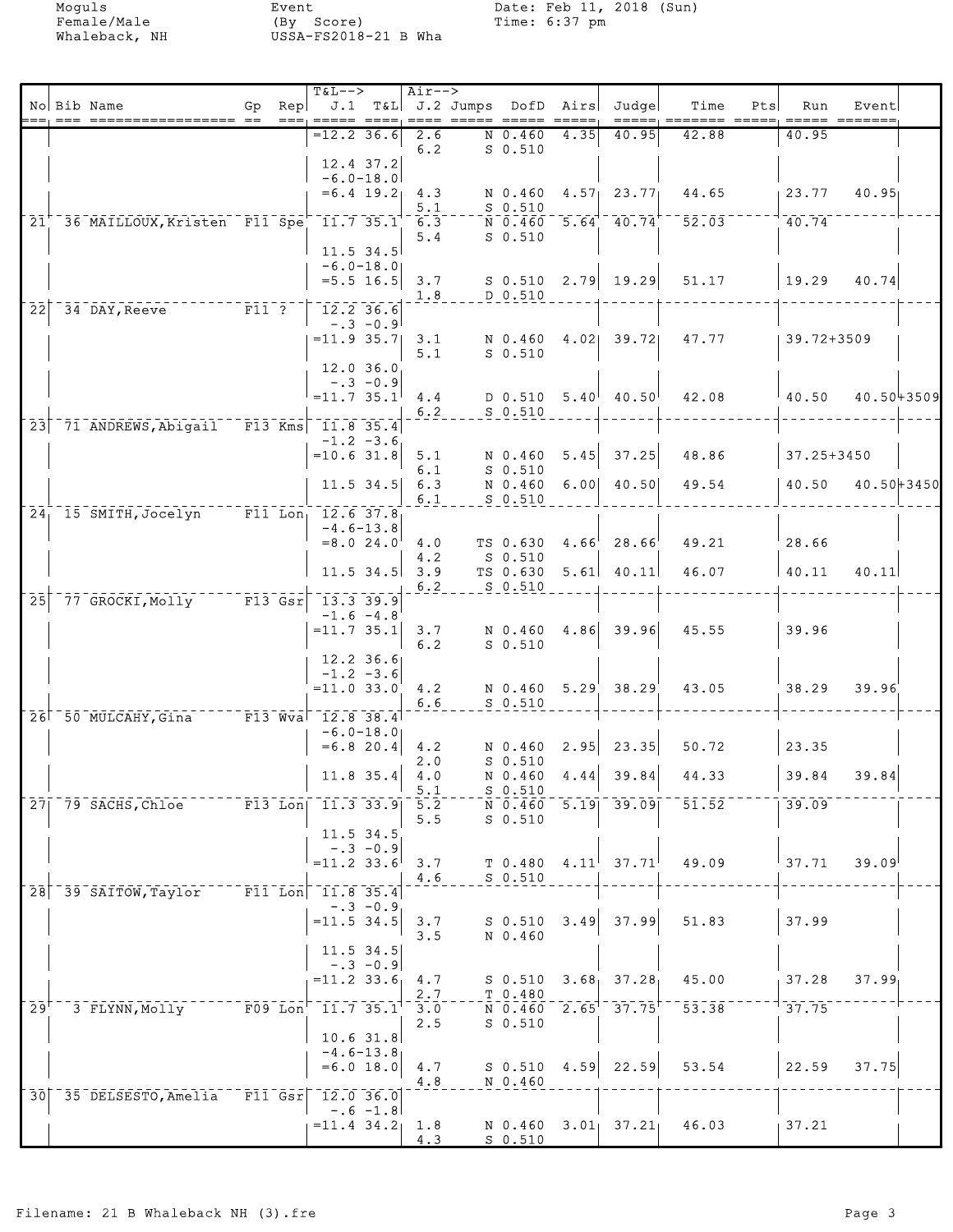Moguls
Female/Male
Whaleback, NH

Event
(By Score)
USSA-FS2018-21 B Wha

Date: Feb 11, 2018 (Sun)
Time: 6:37 pm

| No | Bib | Name | Gp | Rep | T&L--> J.1 | T&L | Air--> J.2 | Jumps | DofD | Airs | Judge | Time | Pts | Run | Event |
|---|---|---|---|---|---|---|---|---|---|---|---|---|---|---|---|
| | | | | | =12.2 | 36.6 | 2.6 | N | 0.460 | 4.35 | 40.95 | 42.88 | | 40.95 | |
| | | | | | | | 6.2 | S | 0.510 | | | | | | |
| | | | | | 12.4 | 37.2 | | | | | | | | | |
| | | | | | -6.0 | -18.0 | | | | | | | | | |
| | | | | | =6.4 | 19.2 | 4.3 | N | 0.460 | 4.57 | 23.77 | 44.65 | | 23.77 | 40.95 |
| | | | | | | | 5.1 | S | 0.510 | | | | | | |
| 21 | 36 | MAILLOUX,Kristen | F11 | Spe | 11.7 | 35.1 | 6.3 | N | 0.460 | 5.64 | 40.74 | 52.03 | | 40.74 | |
| | | | | | | | 5.4 | S | 0.510 | | | | | | |
| | | | | | 11.5 | 34.5 | | | | | | | | | |
| | | | | | -6.0 | -18.0 | | | | | | | | | |
| | | | | | =5.5 | 16.5 | 3.7 | S | 0.510 | 2.79 | 19.29 | 51.17 | | 19.29 | 40.74 |
| | | | | | | | 1.8 | D | 0.510 | | | | | | |
| 22 | 34 | DAY,Reeve | F11 | ? | 12.2 | 36.6 | | | | | | | | | |
| | | | | | -.3 | -0.9 | | | | | | | | | |
| | | | | | =11.9 | 35.7 | 3.1 | N | 0.460 | 4.02 | 39.72 | 47.77 | | 39.72+3509 | |
| | | | | | | | 5.1 | S | 0.510 | | | | | | |
| | | | | | 12.0 | 36.0 | | | | | | | | | |
| | | | | | -.3 | -0.9 | | | | | | | | | |
| | | | | | =11.7 | 35.1 | 4.4 | D | 0.510 | 5.40 | 40.50 | 42.08 | | 40.50 | 40.50+3509 |
| | | | | | | | 6.2 | S | 0.510 | | | | | | |
| 23 | 71 | ANDREWS,Abigail | F13 | Kms | 11.8 | 35.4 | | | | | | | | | |
| | | | | | -1.2 | -3.6 | | | | | | | | | |
| | | | | | =10.6 | 31.8 | 5.1 | N | 0.460 | 5.45 | 37.25 | 48.86 | | 37.25+3450 | |
| | | | | | | | 6.1 | S | 0.510 | | | | | | |
| | | | | | 11.5 | 34.5 | 6.3 | N | 0.460 | 6.00 | 40.50 | 49.54 | | 40.50 | 40.50+3450 |
| | | | | | | | 6.1 | S | 0.510 | | | | | | |
| 24 | 15 | SMITH,Jocelyn | F11 | Lon | 12.6 | 37.8 | | | | | | | | | |
| | | | | | -4.6 | -13.8 | | | | | | | | | |
| | | | | | =8.0 | 24.0 | 4.0 | TS | 0.630 | 4.66 | 28.66 | 49.21 | | 28.66 | |
| | | | | | | | 4.2 | S | 0.510 | | | | | | |
| | | | | | 11.5 | 34.5 | 3.9 | TS | 0.630 | 5.61 | 40.11 | 46.07 | | 40.11 | 40.11 |
| | | | | | | | 6.2 | S | 0.510 | | | | | | |
| 25 | 77 | GROCKI,Molly | F13 | Gsr | 13.3 | 39.9 | | | | | | | | | |
| | | | | | -1.6 | -4.8 | | | | | | | | | |
| | | | | | =11.7 | 35.1 | 3.7 | N | 0.460 | 4.86 | 39.96 | 45.55 | | 39.96 | |
| | | | | | | | 6.2 | S | 0.510 | | | | | | |
| | | | | | 12.2 | 36.6 | | | | | | | | | |
| | | | | | -1.2 | -3.6 | | | | | | | | | |
| | | | | | =11.0 | 33.0 | 4.2 | N | 0.460 | 5.29 | 38.29 | 43.05 | | 38.29 | 39.96 |
| | | | | | | | 6.6 | S | 0.510 | | | | | | |
| 26 | 50 | MULCAHY,Gina | F13 | Wva | 12.8 | 38.4 | | | | | | | | | |
| | | | | | -6.0 | -18.0 | | | | | | | | | |
| | | | | | =6.8 | 20.4 | 4.2 | N | 0.460 | 2.95 | 23.35 | 50.72 | | 23.35 | |
| | | | | | | | 2.0 | S | 0.510 | | | | | | |
| | | | | | 11.8 | 35.4 | 4.0 | N | 0.460 | 4.44 | 39.84 | 44.33 | | 39.84 | 39.84 |
| | | | | | | | 5.1 | S | 0.510 | | | | | | |
| 27 | 79 | SACHS,Chloe | F13 | Lon | 11.3 | 33.9 | 5.2 | N | 0.460 | 5.19 | 39.09 | 51.52 | | 39.09 | |
| | | | | | | | 5.5 | S | 0.510 | | | | | | |
| | | | | | 11.5 | 34.5 | | | | | | | | | |
| | | | | | -.3 | -0.9 | | | | | | | | | |
| | | | | | =11.2 | 33.6 | 3.7 | T | 0.480 | 4.11 | 37.71 | 49.09 | | 37.71 | 39.09 |
| | | | | | | | 4.6 | S | 0.510 | | | | | | |
| 28 | 39 | SAITOW,Taylor | F11 | Lon | 11.8 | 35.4 | | | | | | | | | |
| | | | | | -.3 | -0.9 | | | | | | | | | |
| | | | | | =11.5 | 34.5 | 3.7 | S | 0.510 | 3.49 | 37.99 | 51.83 | | 37.99 | |
| | | | | | | | 3.5 | N | 0.460 | | | | | | |
| | | | | | 11.5 | 34.5 | | | | | | | | | |
| | | | | | -.3 | -0.9 | | | | | | | | | |
| | | | | | =11.2 | 33.6 | 4.7 | S | 0.510 | 3.68 | 37.28 | 45.00 | | 37.28 | 37.99 |
| | | | | | | | 2.7 | T | 0.480 | | | | | | |
| 29 | 3 | FLYNN,Molly | F09 | Lon | 11.7 | 35.1 | 3.0 | N | 0.460 | 2.65 | 37.75 | 53.38 | | 37.75 | |
| | | | | | | | 2.5 | S | 0.510 | | | | | | |
| | | | | | 10.6 | 31.8 | | | | | | | | | |
| | | | | | -4.6 | -13.8 | | | | | | | | | |
| | | | | | =6.0 | 18.0 | 4.7 | S | 0.510 | 4.59 | 22.59 | 53.54 | | 22.59 | 37.75 |
| | | | | | | | 4.8 | N | 0.460 | | | | | | |
| 30 | 35 | DELSESTO,Amelia | F11 | Gsr | 12.0 | 36.0 | | | | | | | | | |
| | | | | | -.6 | -1.8 | | | | | | | | | |
| | | | | | =11.4 | 34.2 | 1.8 | N | 0.460 | 3.01 | 37.21 | 46.03 | | 37.21 | |
| | | | | | | | 4.3 | S | 0.510 | | | | | | |

Filename: 21 B Whaleback NH (3).fre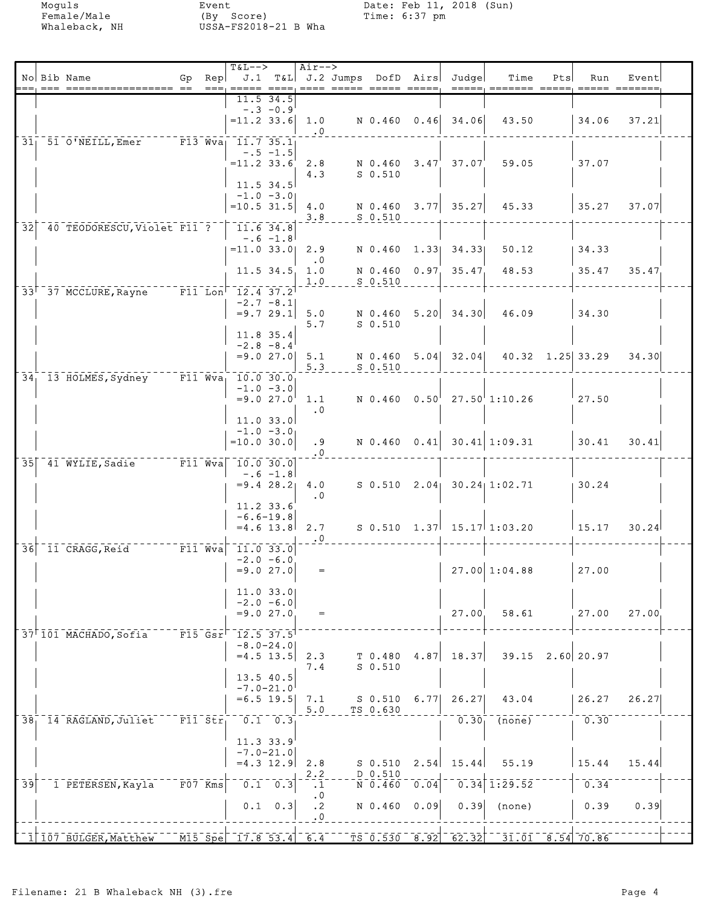Moguls
Female/Male
Whaleback, NH

Event
(By Score)
USSA-FS2018-21 B Wha

Date: Feb 11, 2018 (Sun)
Time: 6:37 pm

| No | Bib | Name | Gp | Rep | J.1 | T&L | J.2 | Jumps | DofD | Airs | Judge | Time | Pts | Run | Event |
|---|---|---|---|---|---|---|---|---|---|---|---|---|---|---|---|
| | | | | | 11.5 | 34.5 | | | | | | | | | |
| | | | | | -.3 | -0.9 | | | | | | | | | |
| | | | | | =11.2 | 33.6 | 1.0 | N | 0.460 | 0.46 | 34.06 | 43.50 | | 34.06 | 37.21 |
| | | | | | | | .0 | | | | | | | | |
| 31 | 51 | O'NEILL,Emer | F13 | Wva | 11.7 | 35.1 | | | | | | | | | |
| | | | | | -.5 | -1.5 | | | | | | | | | |
| | | | | | =11.2 | 33.6 | 2.8 | N | 0.460 | 3.47 | 37.07 | 59.05 | | 37.07 | |
| | | | | | | | 4.3 | S | 0.510 | | | | | | |
| | | | | | 11.5 | 34.5 | | | | | | | | | |
| | | | | | -1.0 | -3.0 | | | | | | | | | |
| | | | | | =10.5 | 31.5 | 4.0 | N | 0.460 | 3.77 | 35.27 | 45.33 | | 35.27 | 37.07 |
| | | | | | | | 3.8 | S | 0.510 | | | | | | |
| 32 | 40 | TEODORESCU,Violet | F11 | ? | 11.6 | 34.8 | | | | | | | | | |
| | | | | | -.6 | -1.8 | | | | | | | | | |
| | | | | | =11.0 | 33.0 | 2.9 | N | 0.460 | 1.33 | 34.33 | 50.12 | | 34.33 | |
| | | | | | | | .0 | | | | | | | | |
| | | | | | 11.5 | 34.5 | 1.0 | N | 0.460 | 0.97 | 35.47 | 48.53 | | 35.47 | 35.47 |
| | | | | | | | 1.0 | S | 0.510 | | | | | | |
| 33 | 37 | MCCLURE,Rayne | F11 | Lon | 12.4 | 37.2 | | | | | | | | | |
| | | | | | -2.7 | -8.1 | | | | | | | | | |
| | | | | | =9.7 | 29.1 | 5.0 | N | 0.460 | 5.20 | 34.30 | 46.09 | | 34.30 | |
| | | | | | | | 5.7 | S | 0.510 | | | | | | |
| | | | | | 11.8 | 35.4 | | | | | | | | | |
| | | | | | -2.8 | -8.4 | | | | | | | | | |
| | | | | | =9.0 | 27.0 | 5.1 | N | 0.460 | 5.04 | 32.04 | 40.32 | 1.25 | 33.29 | 34.30 |
| | | | | | | | 5.3 | S | 0.510 | | | | | | |
| 34 | 13 | HOLMES,Sydney | F11 | Wva | 10.0 | 30.0 | | | | | | | | | |
| | | | | | -1.0 | -3.0 | | | | | | | | | |
| | | | | | =9.0 | 27.0 | 1.1 | N | 0.460 | 0.50 | 27.50 | 1:10.26 | | 27.50 | |
| | | | | | | | .0 | | | | | | | | |
| | | | | | 11.0 | 33.0 | | | | | | | | | |
| | | | | | -1.0 | -3.0 | | | | | | | | | |
| | | | | | =10.0 | 30.0 | .9 | N | 0.460 | 0.41 | 30.41 | 1:09.31 | | 30.41 | 30.41 |
| | | | | | | | .0 | | | | | | | | |
| 35 | 41 | WYLIE,Sadie | F11 | Wva | 10.0 | 30.0 | | | | | | | | | |
| | | | | | -.6 | -1.8 | | | | | | | | | |
| | | | | | =9.4 | 28.2 | 4.0 | S | 0.510 | 2.04 | 30.24 | 1:02.71 | | 30.24 | |
| | | | | | | | .0 | | | | | | | | |
| | | | | | 11.2 | 33.6 | | | | | | | | | |
| | | | | | -6.6 | -19.8 | | | | | | | | | |
| | | | | | =4.6 | 13.8 | 2.7 | S | 0.510 | 1.37 | 15.17 | 1:03.20 | | 15.17 | 30.24 |
| | | | | | | | .0 | | | | | | | | |
| 36 | 11 | CRAGG,Reid | F11 | Wva | 11.0 | 33.0 | | | | | | | | | |
| | | | | | -2.0 | -6.0 | | | | | | | | | |
| | | | | | =9.0 | 27.0 | = | | | | 27.00 | 1:04.88 | | 27.00 | |
| | | | | | 11.0 | 33.0 | | | | | | | | | |
| | | | | | -2.0 | -6.0 | | | | | | | | | |
| | | | | | =9.0 | 27.0 | = | | | | 27.00 | 58.61 | | 27.00 | 27.00 |
| 37 | 101 | MACHADO,Sofia | F15 | Gsr | 12.5 | 37.5 | | | | | | | | | |
| | | | | | -8.0 | -24.0 | | | | | | | | | |
| | | | | | =4.5 | 13.5 | 2.3 | T | 0.480 | 4.87 | 18.37 | 39.15 | 2.60 | 20.97 | |
| | | | | | | | 7.4 | S | 0.510 | | | | | | |
| | | | | | 13.5 | 40.5 | | | | | | | | | |
| | | | | | -7.0 | -21.0 | | | | | | | | | |
| | | | | | =6.5 | 19.5 | 7.1 | S | 0.510 | 6.77 | 26.27 | 43.04 | | 26.27 | 26.27 |
| | | | | | | | 5.0 | TS | 0.630 | | | | | | |
| 38 | 14 | RAGLAND,Juliet | F11 | Str | 0.1 | 0.3 | | | | | 0.30 | (none) | | 0.30 | |
| | | | | | 11.3 | 33.9 | | | | | | | | | |
| | | | | | -7.0 | -21.0 | | | | | | | | | |
| | | | | | =4.3 | 12.9 | 2.8 | S | 0.510 | 2.54 | 15.44 | 55.19 | | 15.44 | 15.44 |
| | | | | | | | 2.2 | D | 0.510 | | | | | | |
| 39 | 1 | PETERSEN,Kayla | F07 | Kms | 0.1 | 0.3 | .1 | N | 0.460 | 0.04 | 0.34 | 1:29.52 | | 0.34 | |
| | | | | | | | .0 | | | | | | | | |
| | | | | | 0.1 | 0.3 | .2 | N | 0.460 | 0.09 | 0.39 | (none) | | 0.39 | 0.39 |
| | | | | | | | .0 | | | | | | | | |
| 1 | 107 | BULGER,Matthew | M15 | Spe | 17.8 | 53.4 | 6.4 | TS | 0.530 | 8.92 | 62.32 | 31.01 | 8.54 | 70.86 | |

Filename: 21 B Whaleback NH (3).fre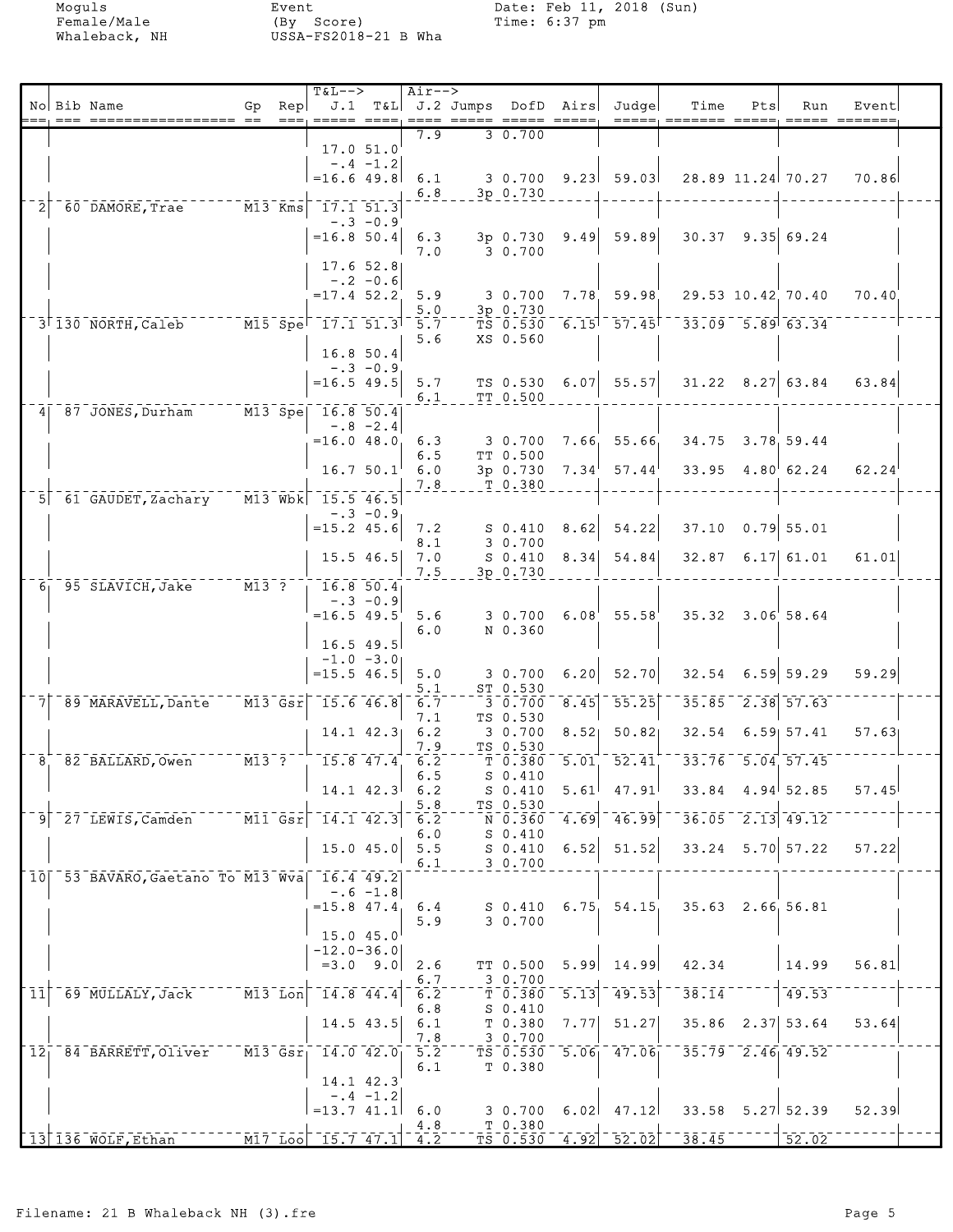Moguls
Female/Male
Whaleback, NH

Event
(By Score)
USSA-FS2018-21 B Wha

Date: Feb 11, 2018 (Sun)
Time: 6:37 pm

| No | Bib Name | Gp | Rep | J.1 | T&L | J.2 | Jumps | DofD | Airs | Judge | Time | Pts | Run | Event |
|---|---|---|---|---|---|---|---|---|---|---|---|---|---|---|
| | | | | | | 7.9 | 3 | 0.700 | | | | | | |
| | | | | 17.0 | 51.0 | | | | | | | | | |
| | | | | -.4 | -1.2 | | | | | | | | | |
| | | | | =16.6 | 49.8 | 6.1 | 3 | 0.700 | 9.23 | 59.03 | 28.89 | 11.24 | 70.27 | 70.86 |
| | | | | | | 6.8 | 3p | 0.730 | | | | | | |
| 2 | 60 DAMORE,Trae | M13 | Kms | 17.1 | 51.3 | | | | | | | | | |
| | | | | -.3 | -0.9 | | | | | | | | | |
| | | | | =16.8 | 50.4 | 6.3 | 3p | 0.730 | 9.49 | 59.89 | 30.37 | 9.35 | 69.24 | |
| | | | | | | 7.0 | 3 | 0.700 | | | | | | |
| | | | | 17.6 | 52.8 | | | | | | | | | |
| | | | | -.2 | -0.6 | | | | | | | | | |
| | | | | =17.4 | 52.2 | 5.9 | 3 | 0.700 | 7.78 | 59.98 | 29.53 | 10.42 | 70.40 | 70.40 |
| | | | | | | 5.0 | 3p | 0.730 | | | | | | |
| 3 | 130 NORTH,Caleb | M15 | Spe | 17.1 | 51.3 | 5.7 | TS | 0.530 | 6.15 | 57.45 | 33.09 | 5.89 | 63.34 | |
| | | | | | | 5.6 | XS | 0.560 | | | | | | |
| | | | | 16.8 | 50.4 | | | | | | | | | |
| | | | | -.3 | -0.9 | | | | | | | | | |
| | | | | =16.5 | 49.5 | 5.7 | TS | 0.530 | 6.07 | 55.57 | 31.22 | 8.27 | 63.84 | 63.84 |
| | | | | | | 6.1 | TT | 0.500 | | | | | | |
| 4 | 87 JONES,Durham | M13 | Spe | 16.8 | 50.4 | | | | | | | | | |
| | | | | -.8 | -2.4 | | | | | | | | | |
| | | | | =16.0 | 48.0 | 6.3 | 3 | 0.700 | 7.66 | 55.66 | 34.75 | 3.78 | 59.44 | |
| | | | | | | 6.5 | TT | 0.500 | | | | | | |
| | | | | 16.7 | 50.1 | 6.0 | 3p | 0.730 | 7.34 | 57.44 | 33.95 | 4.80 | 62.24 | 62.24 |
| | | | | | | 7.8 | T | 0.380 | | | | | | |
| 5 | 61 GAUDET,Zachary | M13 | Wbk | 15.5 | 46.5 | | | | | | | | | |
| | | | | -.3 | -0.9 | | | | | | | | | |
| | | | | =15.2 | 45.6 | 7.2 | S | 0.410 | 8.62 | 54.22 | 37.10 | 0.79 | 55.01 | |
| | | | | | | 8.1 | 3 | 0.700 | | | | | | |
| | | | | 15.5 | 46.5 | 7.0 | S | 0.410 | 8.34 | 54.84 | 32.87 | 6.17 | 61.01 | 61.01 |
| | | | | | | 7.5 | 3p | 0.730 | | | | | | |
| 6 | 95 SLAVICH,Jake | M13 | ? | 16.8 | 50.4 | | | | | | | | | |
| | | | | -.3 | -0.9 | | | | | | | | | |
| | | | | =16.5 | 49.5 | 5.6 | 3 | 0.700 | 6.08 | 55.58 | 35.32 | 3.06 | 58.64 | |
| | | | | | | 6.0 | N | 0.360 | | | | | | |
| | | | | 16.5 | 49.5 | | | | | | | | | |
| | | | | -1.0 | -3.0 | | | | | | | | | |
| | | | | =15.5 | 46.5 | 5.0 | 3 | 0.700 | 6.20 | 52.70 | 32.54 | 6.59 | 59.29 | 59.29 |
| | | | | | | 5.1 | ST | 0.530 | | | | | | |
| 7 | 89 MARAVELL,Dante | M13 | Gsr | 15.6 | 46.8 | 6.7 | 3 | 0.700 | 8.45 | 55.25 | 35.85 | 2.38 | 57.63 | |
| | | | | | | 7.1 | TS | 0.530 | | | | | | |
| | | | | 14.1 | 42.3 | 6.2 | 3 | 0.700 | 8.52 | 50.82 | 32.54 | 6.59 | 57.41 | 57.63 |
| | | | | | | 7.9 | TS | 0.530 | | | | | | |
| 8 | 82 BALLARD,Owen | M13 | ? | 15.8 | 47.4 | 6.2 | T | 0.380 | 5.01 | 52.41 | 33.76 | 5.04 | 57.45 | |
| | | | | | | 6.5 | S | 0.410 | | | | | | |
| | | | | 14.1 | 42.3 | 6.2 | S | 0.410 | 5.61 | 47.91 | 33.84 | 4.94 | 52.85 | 57.45 |
| | | | | | | 5.8 | TS | 0.530 | | | | | | |
| 9 | 27 LEWIS,Camden | M11 | Gsr | 14.1 | 42.3 | 6.2 | N | 0.360 | 4.69 | 46.99 | 36.05 | 2.13 | 49.12 | |
| | | | | | | 6.0 | S | 0.410 | | | | | | |
| | | | | 15.0 | 45.0 | 5.5 | S | 0.410 | 6.52 | 51.52 | 33.24 | 5.70 | 57.22 | 57.22 |
| | | | | | | 6.1 | 3 | 0.700 | | | | | | |
| 10 | 53 BAVARO,Gaetano To | M13 | Wva | 16.4 | 49.2 | | | | | | | | | |
| | | | | -.6 | -1.8 | | | | | | | | | |
| | | | | =15.8 | 47.4 | 6.4 | S | 0.410 | 6.75 | 54.15 | 35.63 | 2.66 | 56.81 | |
| | | | | | | 5.9 | 3 | 0.700 | | | | | | |
| | | | | 15.0 | 45.0 | | | | | | | | | |
| | | | | -12.0 | -36.0 | | | | | | | | | |
| | | | | =3.0 | 9.0 | 2.6 | TT | 0.500 | 5.99 | 14.99 | 42.34 | | 14.99 | 56.81 |
| | | | | | | 6.7 | 3 | 0.700 | | | | | | |
| 11 | 69 MULLALY,Jack | M13 | Lon | 14.8 | 44.4 | 6.2 | T | 0.380 | 5.13 | 49.53 | 38.14 | | 49.53 | |
| | | | | | | 6.8 | S | 0.410 | | | | | | |
| | | | | 14.5 | 43.5 | 6.1 | T | 0.380 | 7.77 | 51.27 | 35.86 | 2.37 | 53.64 | 53.64 |
| | | | | | | 7.8 | 3 | 0.700 | | | | | | |
| 12 | 84 BARRETT,Oliver | M13 | Gsr | 14.0 | 42.0 | 5.2 | TS | 0.530 | 5.06 | 47.06 | 35.79 | 2.46 | 49.52 | |
| | | | | | | 6.1 | T | 0.380 | | | | | | |
| | | | | 14.1 | 42.3 | | | | | | | | | |
| | | | | -.4 | -1.2 | | | | | | | | | |
| | | | | =13.7 | 41.1 | 6.0 | 3 | 0.700 | 6.02 | 47.12 | 33.58 | 5.27 | 52.39 | 52.39 |
| | | | | | | 4.8 | T | 0.380 | | | | | | |
| 13 | 136 WOLF,Ethan | M17 | Loo | 15.7 | 47.1 | 4.2 | TS | 0.530 | 4.92 | 52.02 | 38.45 | | 52.02 | |

Filename: 21 B Whaleback NH (3).fre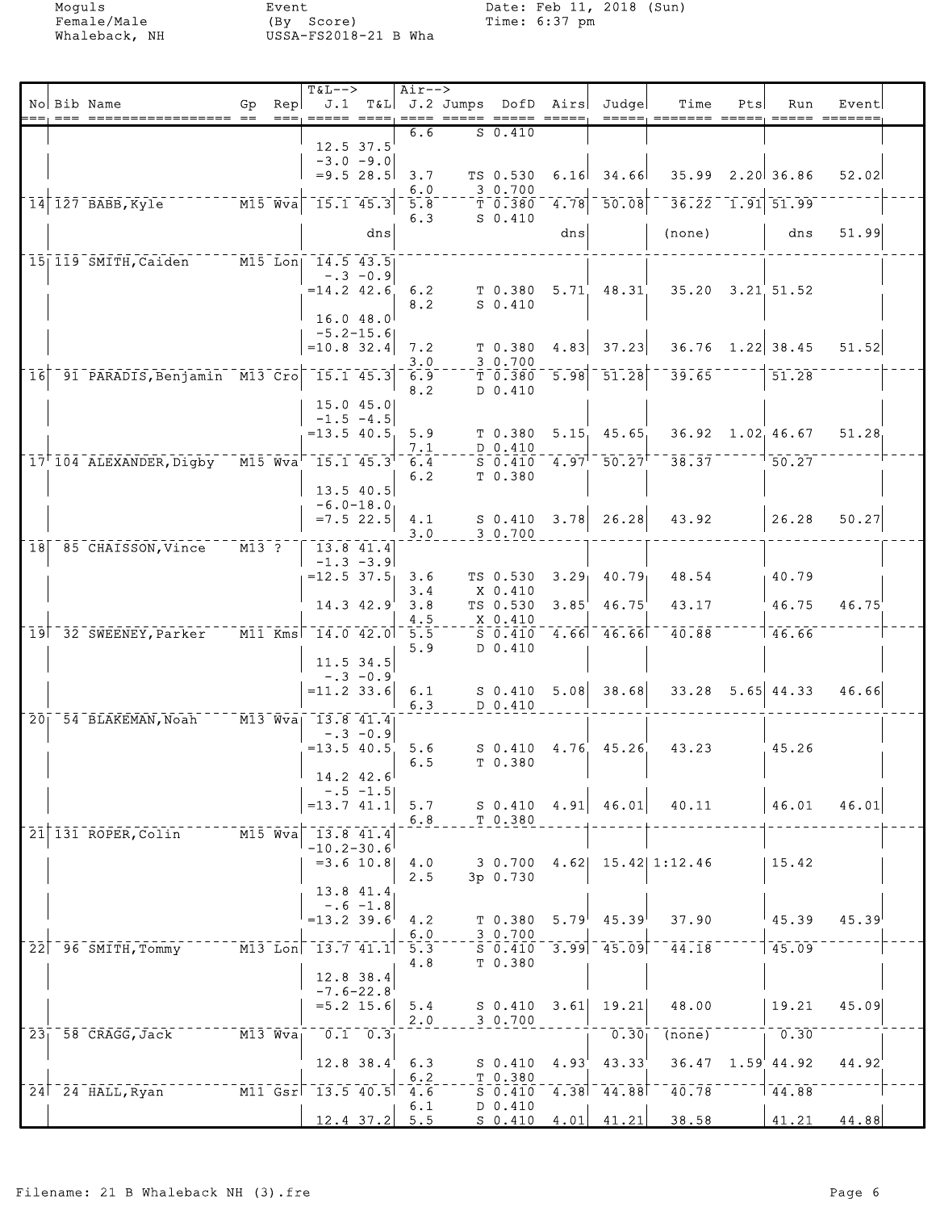Moguls
Female/Male
Whaleback, NH

Event
(By Score)
USSA-FS2018-21 B Wha

Date: Feb 11, 2018 (Sun)
Time: 6:37 pm

| No | Bib | Name | Gp | Rep | T&L--> J.1 | T&L | Air--> J.2 | Jumps | DofD | Airs | Judge | Time | Pts | Run | Event |
|---|---|---|---|---|---|---|---|---|---|---|---|---|---|---|---|
| | | | | | | | 6.6 | S | 0.410 | | | | | | |
| | | | | | 12.5 | 37.5 | | | | | | | | | |
| | | | | | -3.0 | -9.0 | | | | | | | | | |
| | | | | | =9.5 | 28.5 | 3.7 | TS | 0.530 | 6.16 | 34.66 | 35.99 | 2.20 | 36.86 | 52.02 |
| | | | | | | | 6.0 | 3 | 0.700 | | | | | | |
| 14 | 127 | BABB,Kyle | M15 | Wva | 15.1 | 45.3 | 5.8 | T | 0.380 | 4.78 | 50.08 | 36.22 | 1.91 | 51.99 | |
| | | | | | | | 6.3 | S | 0.410 | | | | | | |
| | | | | | | dns | | | | dns | | (none) | | dns | 51.99 |
| 15 | 119 | SMITH,Caiden | M15 | Lon | 14.5 | 43.5 | | | | | | | | | |
| | | | | | -.3 | -0.9 | | | | | | | | | |
| | | | | | =14.2 | 42.6 | 6.2 | T | 0.380 | 5.71 | 48.31 | 35.20 | 3.21 | 51.52 | |
| | | | | | | | 8.2 | S | 0.410 | | | | | | |
| | | | | | 16.0 | 48.0 | | | | | | | | | |
| | | | | | -5.2 | -15.6 | | | | | | | | | |
| | | | | | =10.8 | 32.4 | 7.2 | T | 0.380 | 4.83 | 37.23 | 36.76 | 1.22 | 38.45 | 51.52 |
| | | | | | | | 3.0 | 3 | 0.700 | | | | | | |
| 16 | 91 | PARADIS,Benjamin | M13 | Cro | 15.1 | 45.3 | 6.9 | T | 0.380 | 5.98 | 51.28 | 39.65 | | 51.28 | |
| | | | | | | | 8.2 | D | 0.410 | | | | | | |
| | | | | | 15.0 | 45.0 | | | | | | | | | |
| | | | | | -1.5 | -4.5 | | | | | | | | | |
| | | | | | =13.5 | 40.5 | 5.9 | T | 0.380 | 5.15 | 45.65 | 36.92 | 1.02 | 46.67 | 51.28 |
| | | | | | | | 7.1 | D | 0.410 | | | | | | |
| 17 | 104 | ALEXANDER,Digby | M15 | Wva | 15.1 | 45.3 | 6.4 | S | 0.410 | 4.97 | 50.27 | 38.37 | | 50.27 | |
| | | | | | | | 6.2 | T | 0.380 | | | | | | |
| | | | | | 13.5 | 40.5 | | | | | | | | | |
| | | | | | -6.0 | -18.0 | | | | | | | | | |
| | | | | | =7.5 | 22.5 | 4.1 | S | 0.410 | 3.78 | 26.28 | 43.92 | | 26.28 | 50.27 |
| | | | | | | | 3.0 | 3 | 0.700 | | | | | | |
| 18 | 85 | CHAISSON,Vince | M13 | ? | 13.8 | 41.4 | | | | | | | | | |
| | | | | | -1.3 | -3.9 | | | | | | | | | |
| | | | | | =12.5 | 37.5 | 3.6 | TS | 0.530 | 3.29 | 40.79 | 48.54 | | 40.79 | |
| | | | | | | | 3.4 | X | 0.410 | | | | | | |
| | | | | | 14.3 | 42.9 | 3.8 | TS | 0.530 | 3.85 | 46.75 | 43.17 | | 46.75 | 46.75 |
| | | | | | | | 4.5 | X | 0.410 | | | | | | |
| 19 | 32 | SWEENEY,Parker | M11 | Kms | 14.0 | 42.0 | 5.5 | S | 0.410 | 4.66 | 46.66 | 40.88 | | 46.66 | |
| | | | | | | | 5.9 | D | 0.410 | | | | | | |
| | | | | | 11.5 | 34.5 | | | | | | | | | |
| | | | | | -.3 | -0.9 | | | | | | | | | |
| | | | | | =11.2 | 33.6 | 6.1 | S | 0.410 | 5.08 | 38.68 | 33.28 | 5.65 | 44.33 | 46.66 |
| | | | | | | | 6.3 | D | 0.410 | | | | | | |
| 20 | 54 | BLAKEMAN,Noah | M13 | Wva | 13.8 | 41.4 | | | | | | | | | |
| | | | | | -.3 | -0.9 | | | | | | | | | |
| | | | | | =13.5 | 40.5 | 5.6 | S | 0.410 | 4.76 | 45.26 | 43.23 | | 45.26 | |
| | | | | | | | 6.5 | T | 0.380 | | | | | | |
| | | | | | 14.2 | 42.6 | | | | | | | | | |
| | | | | | -.5 | -1.5 | | | | | | | | | |
| | | | | | =13.7 | 41.1 | 5.7 | S | 0.410 | 4.91 | 46.01 | 40.11 | | 46.01 | 46.01 |
| | | | | | | | 6.8 | T | 0.380 | | | | | | |
| 21 | 131 | ROPER,Colin | M15 | Wva | 13.8 | 41.4 | | | | | | | | | |
| | | | | | -10.2 | -30.6 | | | | | | | | | |
| | | | | | =3.6 | 10.8 | 4.0 | 3 | 0.700 | 4.62 | 15.42 | 1:12.46 | | 15.42 | |
| | | | | | | | 2.5 | 3p | 0.730 | | | | | | |
| | | | | | 13.8 | 41.4 | | | | | | | | | |
| | | | | | -.6 | -1.8 | | | | | | | | | |
| | | | | | =13.2 | 39.6 | 4.2 | T | 0.380 | 5.79 | 45.39 | 37.90 | | 45.39 | 45.39 |
| | | | | | | | 6.0 | 3 | 0.700 | | | | | | |
| 22 | 96 | SMITH,Tommy | M13 | Lon | 13.7 | 41.1 | 5.3 | S | 0.410 | 3.99 | 45.09 | 44.18 | | 45.09 | |
| | | | | | | | 4.8 | T | 0.380 | | | | | | |
| | | | | | 12.8 | 38.4 | | | | | | | | | |
| | | | | | -7.6 | -22.8 | | | | | | | | | |
| | | | | | =5.2 | 15.6 | 5.4 | S | 0.410 | 3.61 | 19.21 | 48.00 | | 19.21 | 45.09 |
| | | | | | | | 2.0 | 3 | 0.700 | | | | | | |
| 23 | 58 | CRAGG,Jack | M13 | Wva | 0.1 | 0.3 | | | | | 0.30 | (none) | | 0.30 | |
| | | | | | 12.8 | 38.4 | 6.3 | S | 0.410 | 4.93 | 43.33 | 36.47 | 1.59 | 44.92 | 44.92 |
| | | | | | | | 6.2 | T | 0.380 | | | | | | |
| 24 | 24 | HALL,Ryan | M11 | Gsr | 13.5 | 40.5 | 4.6 | S | 0.410 | 4.38 | 44.88 | 40.78 | | 44.88 | |
| | | | | | | | 6.1 | D | 0.410 | | | | | | |
| | | | | | 12.4 | 37.2 | 5.5 | S | 0.410 | 4.01 | 41.21 | 38.58 | | 41.21 | 44.88 |

Filename: 21 B Whaleback NH (3).fre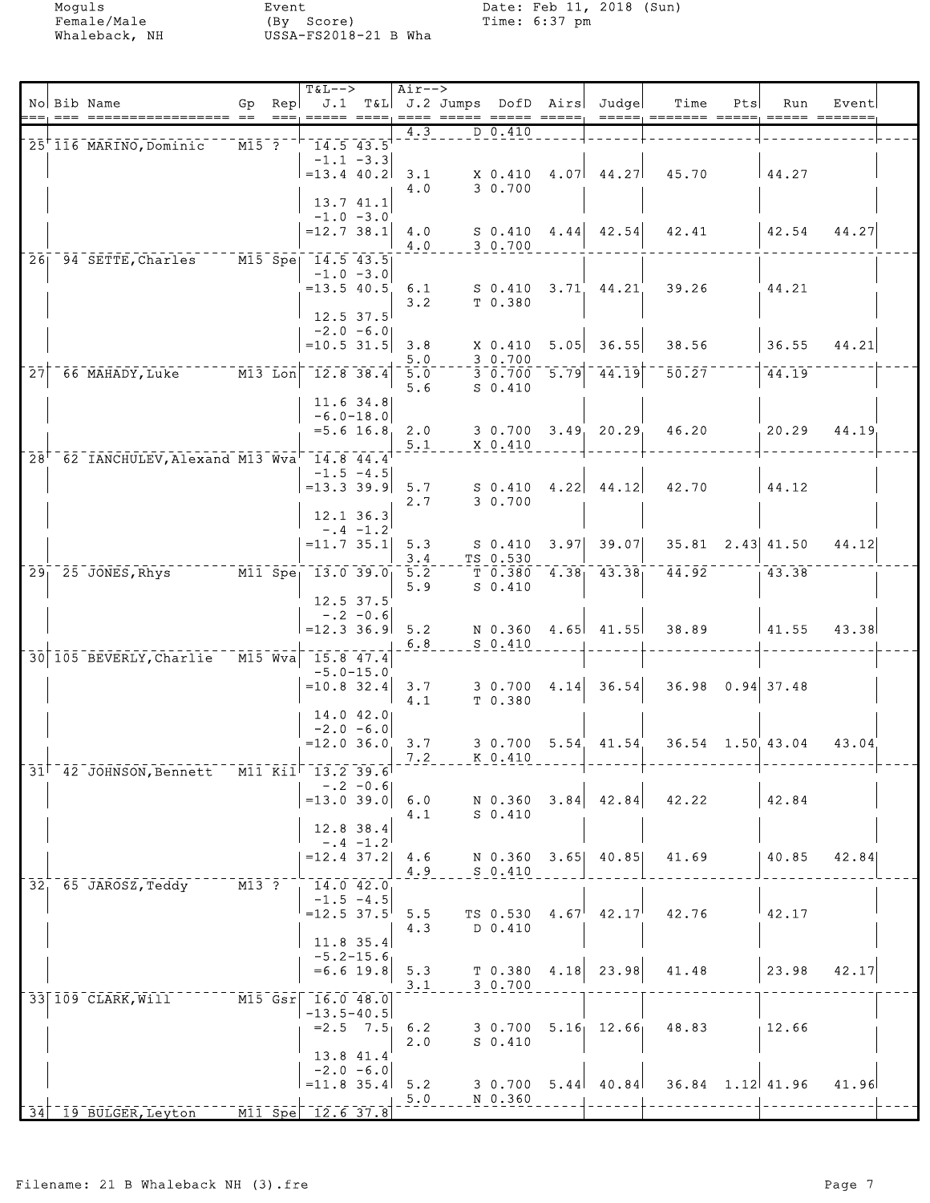Moguls
Female/Male
Whaleback, NH

Event
(By Score)
USSA-FS2018-21 B Wha

Date: Feb 11, 2018 (Sun)
Time: 6:37 pm

| No | Bib | Name | Gp | Rep | T&L--> J.1 | T&L | Air--> J.2 | Jumps | DofD | Airs | Judge | Time | Pts | Run | Event |
|---|---|---|---|---|---|---|---|---|---|---|---|---|---|---|---|
| | | | | | | | 4.3 | D | 0.410 | | | | | | |
| 25 | 116 | MARINO,Dominic | M15 | ? | 14.5 | 43.5 | | | | | | | | | |
| | | | | | -1.1 | -3.3 | | | | | | | | | |
| | | | | | =13.4 | 40.2 | 3.1 | X | 0.410 | 4.07 | 44.27 | 45.70 | | 44.27 | |
| | | | | | | | 4.0 | 3 | 0.700 | | | | | | |
| | | | | | 13.7 | 41.1 | | | | | | | | | |
| | | | | | -1.0 | -3.0 | | | | | | | | | |
| | | | | | =12.7 | 38.1 | 4.0 | S | 0.410 | 4.44 | 42.54 | 42.41 | | 42.54 | 44.27 |
| | | | | | | | 4.0 | 3 | 0.700 | | | | | | |
| 26 | 94 | SETTE,Charles | M15 | Spe | 14.5 | 43.5 | | | | | | | | | |
| | | | | | -1.0 | -3.0 | | | | | | | | | |
| | | | | | =13.5 | 40.5 | 6.1 | S | 0.410 | 3.71 | 44.21 | 39.26 | | 44.21 | |
| | | | | | | | 3.2 | T | 0.380 | | | | | | |
| | | | | | 12.5 | 37.5 | | | | | | | | | |
| | | | | | -2.0 | -6.0 | | | | | | | | | |
| | | | | | =10.5 | 31.5 | 3.8 | X | 0.410 | 5.05 | 36.55 | 38.56 | | 36.55 | 44.21 |
| | | | | | | | 5.0 | 3 | 0.700 | | | | | | |
| 27 | 66 | MAHADY,Luke | M13 | Lon | 12.8 | 38.4 | 5.0 | 3 | 0.700 | 5.79 | 44.19 | 50.27 | | 44.19 | |
| | | | | | | | 5.6 | S | 0.410 | | | | | | |
| | | | | | 11.6 | 34.8 | | | | | | | | | |
| | | | | | -6.0 | -18.0 | | | | | | | | | |
| | | | | | =5.6 | 16.8 | 2.0 | 3 | 0.700 | 3.49 | 20.29 | 46.20 | | 20.29 | 44.19 |
| | | | | | | | 5.1 | X | 0.410 | | | | | | |
| 28 | 62 | IANCHULEV,Alexand | M13 | Wva | 14.8 | 44.4 | | | | | | | | | |
| | | | | | -1.5 | -4.5 | | | | | | | | | |
| | | | | | =13.3 | 39.9 | 5.7 | S | 0.410 | 4.22 | 44.12 | 42.70 | | 44.12 | |
| | | | | | | | 2.7 | 3 | 0.700 | | | | | | |
| | | | | | 12.1 | 36.3 | | | | | | | | | |
| | | | | | -.4 | -1.2 | | | | | | | | | |
| | | | | | =11.7 | 35.1 | 5.3 | S | 0.410 | 3.97 | 39.07 | 35.81 | 2.43 | 41.50 | 44.12 |
| | | | | | | | 3.4 | TS | 0.530 | | | | | | |
| 29 | 25 | JONES,Rhys | M11 | Spe | 13.0 | 39.0 | 5.2 | T | 0.380 | 4.38 | 43.38 | 44.92 | | 43.38 | |
| | | | | | | | 5.9 | S | 0.410 | | | | | | |
| | | | | | 12.5 | 37.5 | | | | | | | | | |
| | | | | | -.2 | -0.6 | | | | | | | | | |
| | | | | | =12.3 | 36.9 | 5.2 | N | 0.360 | 4.65 | 41.55 | 38.89 | | 41.55 | 43.38 |
| | | | | | | | 6.8 | S | 0.410 | | | | | | |
| 30 | 105 | BEVERLY,Charlie | M15 | Wva | 15.8 | 47.4 | | | | | | | | | |
| | | | | | -5.0 | -15.0 | | | | | | | | | |
| | | | | | =10.8 | 32.4 | 3.7 | 3 | 0.700 | 4.14 | 36.54 | 36.98 | 0.94 | 37.48 | |
| | | | | | | | 4.1 | T | 0.380 | | | | | | |
| | | | | | 14.0 | 42.0 | | | | | | | | | |
| | | | | | -2.0 | -6.0 | | | | | | | | | |
| | | | | | =12.0 | 36.0 | 3.7 | 3 | 0.700 | 5.54 | 41.54 | 36.54 | 1.50 | 43.04 | 43.04 |
| | | | | | | | 7.2 | K | 0.410 | | | | | | |
| 31 | 42 | JOHNSON,Bennett | M11 | Kil | 13.2 | 39.6 | | | | | | | | | |
| | | | | | -.2 | -0.6 | | | | | | | | | |
| | | | | | =13.0 | 39.0 | 6.0 | N | 0.360 | 3.84 | 42.84 | 42.22 | | 42.84 | |
| | | | | | | | 4.1 | S | 0.410 | | | | | | |
| | | | | | 12.8 | 38.4 | | | | | | | | | |
| | | | | | -.4 | -1.2 | | | | | | | | | |
| | | | | | =12.4 | 37.2 | 4.6 | N | 0.360 | 3.65 | 40.85 | 41.69 | | 40.85 | 42.84 |
| | | | | | | | 4.9 | S | 0.410 | | | | | | |
| 32 | 65 | JAROSZ,Teddy | M13 | ? | 14.0 | 42.0 | | | | | | | | | |
| | | | | | -1.5 | -4.5 | | | | | | | | | |
| | | | | | =12.5 | 37.5 | 5.5 | TS | 0.530 | 4.67 | 42.17 | 42.76 | | 42.17 | |
| | | | | | | | 4.3 | D | 0.410 | | | | | | |
| | | | | | 11.8 | 35.4 | | | | | | | | | |
| | | | | | -5.2 | -15.6 | | | | | | | | | |
| | | | | | =6.6 | 19.8 | 5.3 | T | 0.380 | 4.18 | 23.98 | 41.48 | | 23.98 | 42.17 |
| | | | | | | | 3.1 | 3 | 0.700 | | | | | | |
| 33 | 109 | CLARK,Will | M15 | Gsr | 16.0 | 48.0 | | | | | | | | | |
| | | | | | -13.5 | -40.5 | | | | | | | | | |
| | | | | | =2.5 | 7.5 | 6.2 | 3 | 0.700 | 5.16 | 12.66 | 48.83 | | 12.66 | |
| | | | | | | | 2.0 | S | 0.410 | | | | | | |
| | | | | | 13.8 | 41.4 | | | | | | | | | |
| | | | | | -2.0 | -6.0 | | | | | | | | | |
| | | | | | =11.8 | 35.4 | 5.2 | 3 | 0.700 | 5.44 | 40.84 | 36.84 | 1.12 | 41.96 | 41.96 |
| | | | | | | | 5.0 | N | 0.360 | | | | | | |
| 34 | 19 | BULGER,Leyton | M11 | Spe | 12.6 | 37.8 | | | | | | | | | |

Filename: 21 B Whaleback NH (3).fre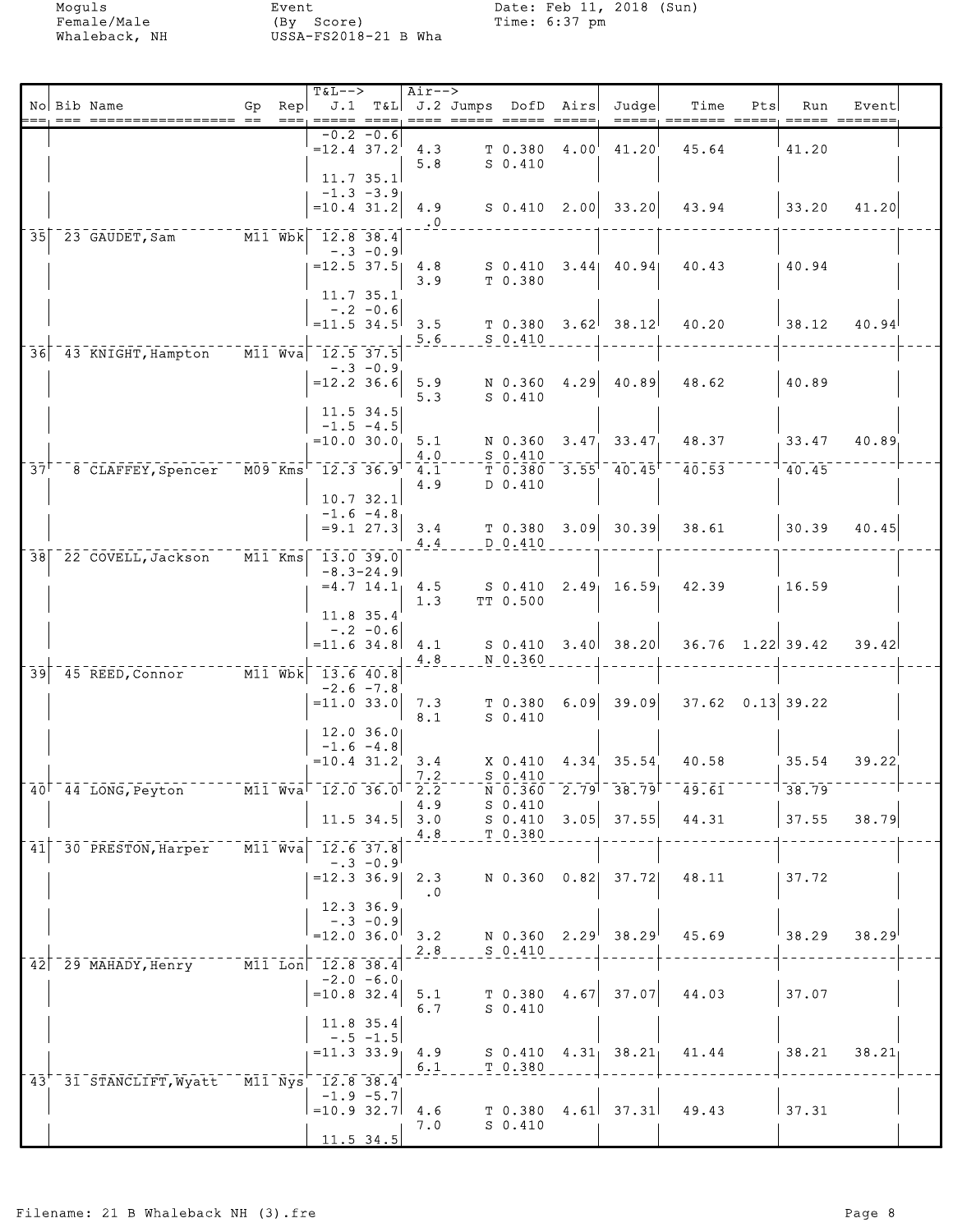Moguls
Female/Male
Whaleback, NH

Event
(By Score)
USSA-FS2018-21 B Wha

Date: Feb 11, 2018 (Sun)
Time: 6:37 pm

| No | Bib Name | Gp | Rep | J.1 | T&L | J.2 | Jumps | DofD | Airs | Judge | Time | Pts | Run | Event |
|---|---|---|---|---|---|---|---|---|---|---|---|---|---|---|
| | | | | -0.2 | -0.6 | | | | | | | | | |
| | | | | =12.4 | 37.2 | 4.3 | T | 0.380 | 4.00 | 41.20 | 45.64 | | 41.20 | |
| | | | | | | 5.8 | S | 0.410 | | | | | | |
| | | | | 11.7 | 35.1 | | | | | | | | | |
| | | | | -1.3 | -3.9 | | | | | | | | | |
| | | | | =10.4 | 31.2 | 4.9 | S | 0.410 | 2.00 | 33.20 | 43.94 | | 33.20 | 41.20 |
| | | | | | | .0 | | | | | | | | |
| 35 | 23 GAUDET,Sam | M11 | Wbk | 12.8 | 38.4 | | | | | | | | | |
| | | | | -.3 | -0.9 | | | | | | | | | |
| | | | | =12.5 | 37.5 | 4.8 | S | 0.410 | 3.44 | 40.94 | 40.43 | | 40.94 | |
| | | | | | | 3.9 | T | 0.380 | | | | | | |
| | | | | 11.7 | 35.1 | | | | | | | | | |
| | | | | -.2 | -0.6 | | | | | | | | | |
| | | | | =11.5 | 34.5 | 3.5 | T | 0.380 | 3.62 | 38.12 | 40.20 | | 38.12 | 40.94 |
| | | | | | | 5.6 | S | 0.410 | | | | | | |
| 36 | 43 KNIGHT,Hampton | M11 | Wva | 12.5 | 37.5 | | | | | | | | | |
| | | | | -.3 | -0.9 | | | | | | | | | |
| | | | | =12.2 | 36.6 | 5.9 | N | 0.360 | 4.29 | 40.89 | 48.62 | | 40.89 | |
| | | | | | | 5.3 | S | 0.410 | | | | | | |
| | | | | 11.5 | 34.5 | | | | | | | | | |
| | | | | -1.5 | -4.5 | | | | | | | | | |
| | | | | =10.0 | 30.0 | 5.1 | N | 0.360 | 3.47 | 33.47 | 48.37 | | 33.47 | 40.89 |
| | | | | | | 4.0 | S | 0.410 | | | | | | |
| 37 | 8 CLAFFEY,Spencer | M09 | Kms | 12.3 | 36.9 | 4.1 | T | 0.380 | 3.55 | 40.45 | 40.53 | | 40.45 | |
| | | | | | | 4.9 | D | 0.410 | | | | | | |
| | | | | 10.7 | 32.1 | | | | | | | | | |
| | | | | -1.6 | -4.8 | | | | | | | | | |
| | | | | =9.1 | 27.3 | 3.4 | T | 0.380 | 3.09 | 30.39 | 38.61 | | 30.39 | 40.45 |
| | | | | | | 4.4 | D | 0.410 | | | | | | |
| 38 | 22 COVELL,Jackson | M11 | Kms | 13.0 | 39.0 | | | | | | | | | |
| | | | | -8.3 | -24.9 | | | | | | | | | |
| | | | | =4.7 | 14.1 | 4.5 | S | 0.410 | 2.49 | 16.59 | 42.39 | | 16.59 | |
| | | | | | | 1.3 | TT | 0.500 | | | | | | |
| | | | | 11.8 | 35.4 | | | | | | | | | |
| | | | | -.2 | -0.6 | | | | | | | | | |
| | | | | =11.6 | 34.8 | 4.1 | S | 0.410 | 3.40 | 38.20 | 36.76 | 1.22 | 39.42 | 39.42 |
| | | | | | | 4.8 | N | 0.360 | | | | | | |
| 39 | 45 REED,Connor | M11 | Wbk | 13.6 | 40.8 | | | | | | | | | |
| | | | | -2.6 | -7.8 | | | | | | | | | |
| | | | | =11.0 | 33.0 | 7.3 | T | 0.380 | 6.09 | 39.09 | 37.62 | 0.13 | 39.22 | |
| | | | | | | 8.1 | S | 0.410 | | | | | | |
| | | | | 12.0 | 36.0 | | | | | | | | | |
| | | | | -1.6 | -4.8 | | | | | | | | | |
| | | | | =10.4 | 31.2 | 3.4 | X | 0.410 | 4.34 | 35.54 | 40.58 | | 35.54 | 39.22 |
| | | | | | | 7.2 | S | 0.410 | | | | | | |
| 40 | 44 LONG,Peyton | M11 | Wva | 12.0 | 36.0 | 2.2 | N | 0.360 | 2.79 | 38.79 | 49.61 | | 38.79 | |
| | | | | | | 4.9 | S | 0.410 | | | | | | |
| | | | | 11.5 | 34.5 | 3.0 | S | 0.410 | 3.05 | 37.55 | 44.31 | | 37.55 | 38.79 |
| | | | | | | 4.8 | T | 0.380 | | | | | | |
| 41 | 30 PRESTON,Harper | M11 | Wva | 12.6 | 37.8 | | | | | | | | | |
| | | | | -.3 | -0.9 | | | | | | | | | |
| | | | | =12.3 | 36.9 | 2.3 | N | 0.360 | 0.82 | 37.72 | 48.11 | | 37.72 | |
| | | | | | | .0 | | | | | | | | |
| | | | | 12.3 | 36.9 | | | | | | | | | |
| | | | | -.3 | -0.9 | | | | | | | | | |
| | | | | =12.0 | 36.0 | 3.2 | N | 0.360 | 2.29 | 38.29 | 45.69 | | 38.29 | 38.29 |
| | | | | | | 2.8 | S | 0.410 | | | | | | |
| 42 | 29 MAHADY,Henry | M11 | Lon | 12.8 | 38.4 | | | | | | | | | |
| | | | | -2.0 | -6.0 | | | | | | | | | |
| | | | | =10.8 | 32.4 | 5.1 | T | 0.380 | 4.67 | 37.07 | 44.03 | | 37.07 | |
| | | | | | | 6.7 | S | 0.410 | | | | | | |
| | | | | 11.8 | 35.4 | | | | | | | | | |
| | | | | -.5 | -1.5 | | | | | | | | | |
| | | | | =11.3 | 33.9 | 4.9 | S | 0.410 | 4.31 | 38.21 | 41.44 | | 38.21 | 38.21 |
| | | | | | | 6.1 | T | 0.380 | | | | | | |
| 43 | 31 STANCLIFT,Wyatt | M11 | Nys | 12.8 | 38.4 | | | | | | | | | |
| | | | | -1.9 | -5.7 | | | | | | | | | |
| | | | | =10.9 | 32.7 | 4.6 | T | 0.380 | 4.61 | 37.31 | 49.43 | | 37.31 | |
| | | | | | | 7.0 | S | 0.410 | | | | | | |
| | | | | 11.5 | 34.5 | | | | | | | | | |

Filename: 21 B Whaleback NH (3).fre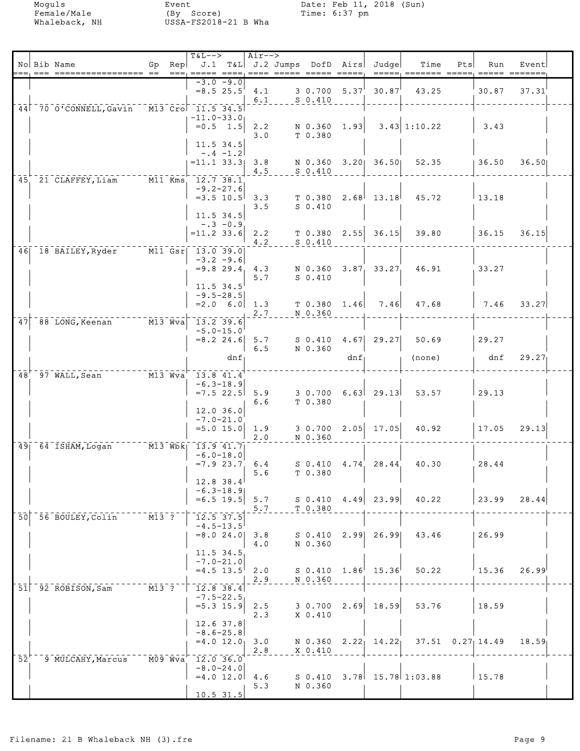Moguls
Female/Male
Whaleback, NH

Event
(By Score)
USSA-FS2018-21 B Wha

Date: Feb 11, 2018 (Sun)
Time: 6:37 pm

| No | Bib | Name | Gp | Rep | J.1 | T&L | J.2 | Jumps | DofD | Airs | Judge | Time | Pts | Run | Event |
|---|---|---|---|---|---|---|---|---|---|---|---|---|---|---|---|
| | | | | | -3.0 | -9.0 | | | | | | | | | |
| | | | | | =8.5 | 25.5 | 4.1 | 3 | 0.700 | 5.37 | 30.87 | 43.25 | | 30.87 | 37.31 |
| | | | | | | | 6.1 | S | 0.410 | | | | | | |
| 44 | 70 | O'CONNELL, Gavin | M13 | Cro | 11.5 | 34.5 | | | | | | | | | |
| | | | | | -11.0 | -33.0 | | | | | | | | | |
| | | | | | =0.5 | 1.5 | 2.2 | N | 0.360 | 1.93 | 3.43 | 1:10.22 | | 3.43 | |
| | | | | | | | 3.0 | T | 0.380 | | | | | | |
| | | | | | 11.5 | 34.5 | | | | | | | | | |
| | | | | | -.4 | -1.2 | | | | | | | | | |
| | | | | | =11.1 | 33.3 | 3.8 | N | 0.360 | 3.20 | 36.50 | 52.35 | | 36.50 | 36.50 |
| | | | | | | | 4.5 | S | 0.410 | | | | | | |
| 45 | 21 | CLAFFEY, Liam | M11 | Kms | 12.7 | 38.1 | | | | | | | | | |
| | | | | | -9.2 | -27.6 | | | | | | | | | |
| | | | | | =3.5 | 10.5 | 3.3 | T | 0.380 | 2.68 | 13.18 | 45.72 | | 13.18 | |
| | | | | | | | 3.5 | S | 0.410 | | | | | | |
| | | | | | 11.5 | 34.5 | | | | | | | | | |
| | | | | | -.3 | -0.9 | | | | | | | | | |
| | | | | | =11.2 | 33.6 | 2.2 | T | 0.380 | 2.55 | 36.15 | 39.80 | | 36.15 | 36.15 |
| | | | | | | | 4.2 | S | 0.410 | | | | | | |
| 46 | 18 | BAILEY, Ryder | M11 | Gsr | 13.0 | 39.0 | | | | | | | | | |
| | | | | | -3.2 | -9.6 | | | | | | | | | |
| | | | | | =9.8 | 29.4 | 4.3 | N | 0.360 | 3.87 | 33.27 | 46.91 | | 33.27 | |
| | | | | | | | 5.7 | S | 0.410 | | | | | | |
| | | | | | 11.5 | 34.5 | | | | | | | | | |
| | | | | | -9.5 | -28.5 | | | | | | | | | |
| | | | | | =2.0 | 6.0 | 1.3 | T | 0.380 | 1.46 | 7.46 | 47.68 | | 7.46 | 33.27 |
| | | | | | | | 2.7 | N | 0.360 | | | | | | |
| 47 | 88 | LONG, Keenan | M13 | Wva | 13.2 | 39.6 | | | | | | | | | |
| | | | | | -5.0 | -15.0 | | | | | | | | | |
| | | | | | =8.2 | 24.6 | 5.7 | S | 0.410 | 4.67 | 29.27 | 50.69 | | 29.27 | |
| | | | | | | | 6.5 | N | 0.360 | | | | | | |
| | | | | | | dnf | | | | dnf | | (none) | | dnf | 29.27 |
| 48 | 97 | WALL, Sean | M13 | Wva | 13.8 | 41.4 | | | | | | | | | |
| | | | | | -6.3 | -18.9 | | | | | | | | | |
| | | | | | =7.5 | 22.5 | 5.9 | 3 | 0.700 | 6.63 | 29.13 | 53.57 | | 29.13 | |
| | | | | | | | 6.6 | T | 0.380 | | | | | | |
| | | | | | 12.0 | 36.0 | | | | | | | | | |
| | | | | | -7.0 | -21.0 | | | | | | | | | |
| | | | | | =5.0 | 15.0 | 1.9 | 3 | 0.700 | 2.05 | 17.05 | 40.92 | | 17.05 | 29.13 |
| | | | | | | | 2.0 | N | 0.360 | | | | | | |
| 49 | 64 | ISHAM, Logan | M13 | Wbk | 13.9 | 41.7 | | | | | | | | | |
| | | | | | -6.0 | -18.0 | | | | | | | | | |
| | | | | | =7.9 | 23.7 | 6.4 | S | 0.410 | 4.74 | 28.44 | 40.30 | | 28.44 | |
| | | | | | | | 5.6 | T | 0.380 | | | | | | |
| | | | | | 12.8 | 38.4 | | | | | | | | | |
| | | | | | -6.3 | -18.9 | | | | | | | | | |
| | | | | | =6.5 | 19.5 | 5.7 | S | 0.410 | 4.49 | 23.99 | 40.22 | | 23.99 | 28.44 |
| | | | | | | | 5.7 | T | 0.380 | | | | | | |
| 50 | 56 | BOULEY, Colin | M13 | ? | 12.5 | 37.5 | | | | | | | | | |
| | | | | | -4.5 | -13.5 | | | | | | | | | |
| | | | | | =8.0 | 24.0 | 3.8 | S | 0.410 | 2.99 | 26.99 | 43.46 | | 26.99 | |
| | | | | | | | 4.0 | N | 0.360 | | | | | | |
| | | | | | 11.5 | 34.5 | | | | | | | | | |
| | | | | | -7.0 | -21.0 | | | | | | | | | |
| | | | | | =4.5 | 13.5 | 2.0 | S | 0.410 | 1.86 | 15.36 | 50.22 | | 15.36 | 26.99 |
| | | | | | | | 2.9 | N | 0.360 | | | | | | |
| 51 | 92 | ROBISON, Sam | M13 | ? | 12.8 | 38.4 | | | | | | | | | |
| | | | | | -7.5 | -22.5 | | | | | | | | | |
| | | | | | =5.3 | 15.9 | 2.5 | 3 | 0.700 | 2.69 | 18.59 | 53.76 | | 18.59 | |
| | | | | | | | 2.3 | X | 0.410 | | | | | | |
| | | | | | 12.6 | 37.8 | | | | | | | | | |
| | | | | | -8.6 | -25.8 | | | | | | | | | |
| | | | | | =4.0 | 12.0 | 3.0 | N | 0.360 | 2.22 | 14.22 | 37.51 | 0.27 | 14.49 | 18.59 |
| | | | | | | | 2.8 | X | 0.410 | | | | | | |
| 52 | 9 | MULCAHY, Marcus | M09 | Wva | 12.0 | 36.0 | | | | | | | | | |
| | | | | | -8.0 | -24.0 | | | | | | | | | |
| | | | | | =4.0 | 12.0 | 4.6 | S | 0.410 | 3.78 | 15.78 | 1:03.88 | | 15.78 | |
| | | | | | | | 5.3 | N | 0.360 | | | | | | |
| | | | | | 10.5 | 31.5 | | | | | | | | | |

Filename: 21 B Whaleback NH (3).fre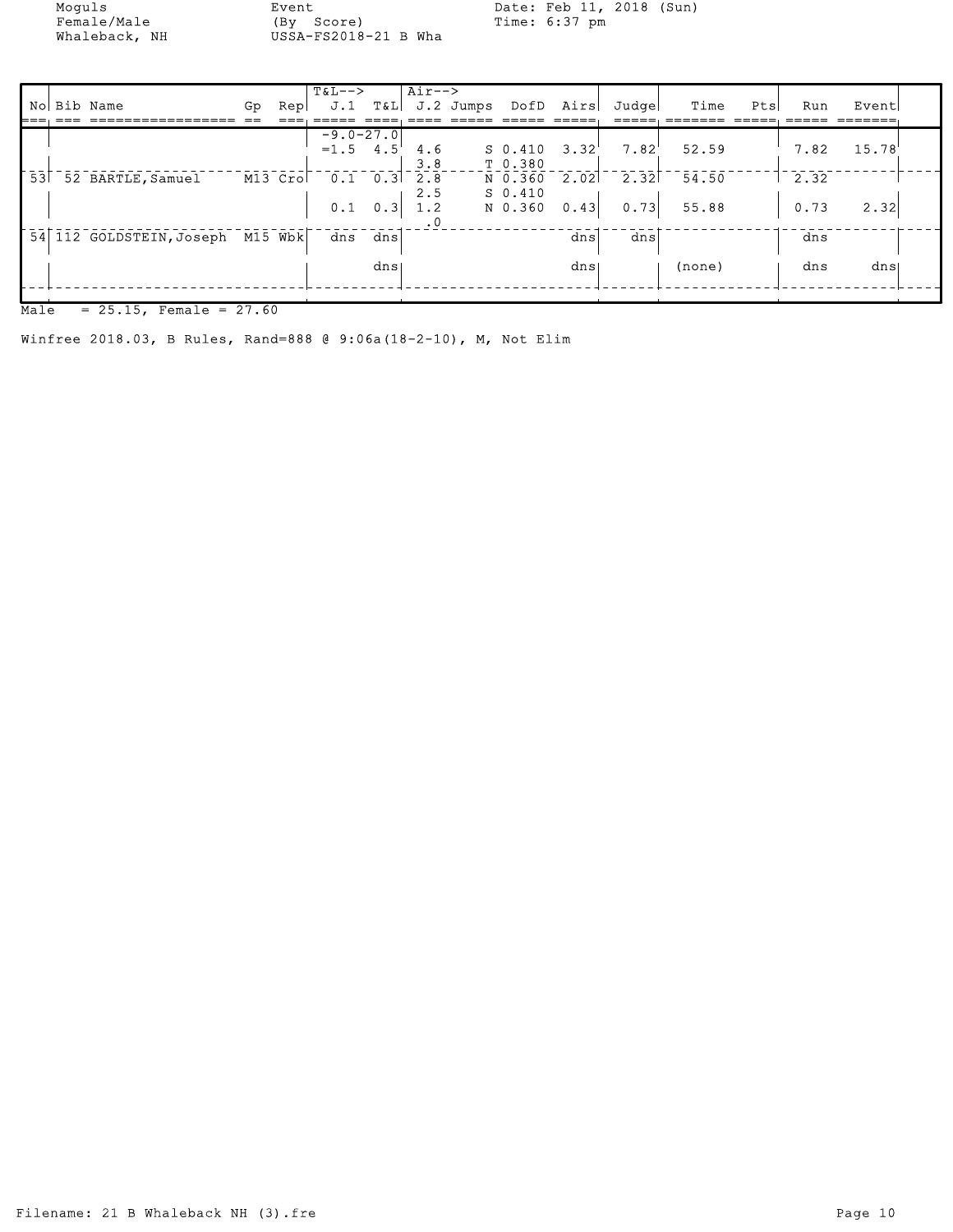Moguls
Female/Male
Whaleback, NH

Event
(By Score)
USSA-FS2018-21 B Wha

Date: Feb 11, 2018 (Sun)
Time: 6:37 pm

| No | Bib | Name | Gp | Rep | T&L--> J.1 | T&L | Air--> J.2 | Jumps | DofD | Airs | Judge | Time | Pts | Run | Event |
|---|---|---|---|---|---|---|---|---|---|---|---|---|---|---|---|
| | | | | | -9.0 | -27.0 | | | | | | | | | |
| | | | | | =1.5 | 4.5 | 4.6 | | S 0.410 | 3.32 | 7.82 | 52.59 | | 7.82 | 15.78 |
| | | | | | | | 3.8 | | T 0.380 | | | | | | |
| 53 | 52 | BARTLE, Samuel | M13 | Cro | 0.1 | 0.3 | 2.8 | | N 0.360 | 2.02 | 2.32 | 54.50 | | 2.32 | |
| | | | | | | | 2.5 | | S 0.410 | | | | | | |
| | | | | | 0.1 | 0.3 | 1.2 | | N 0.360 | 0.43 | 0.73 | 55.88 | | 0.73 | 2.32 |
| | | | | | | | .0 | | | | | | | | |
| 54 | 112 | GOLDSTEIN, Joseph | M15 | Wbk | dns | dns | | | | dns | dns | | | dns | |
| | | | | | | dns | | | | dns | | (none) | | dns | dns |

Male = 25.15, Female = 27.60

Winfree 2018.03, B Rules, Rand=888 @ 9:06a(18-2-10), M, Not Elim

Filename: 21 B Whaleback NH (3).fre